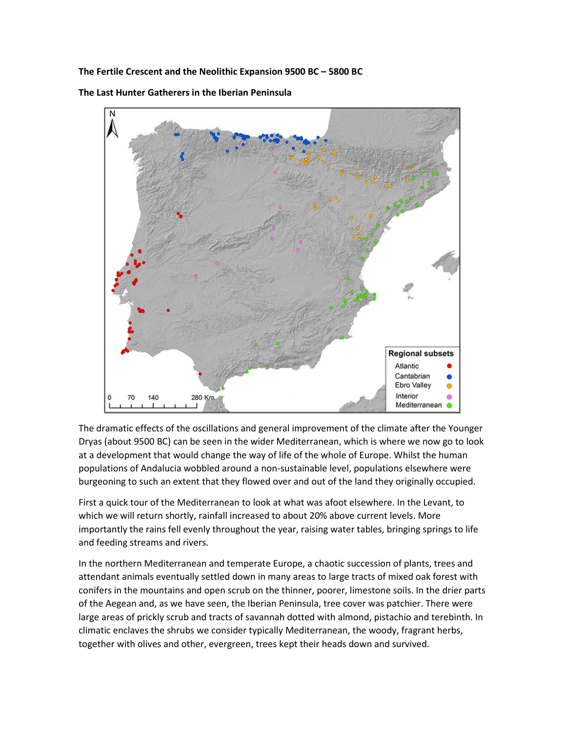**The Fertile Crescent and the Neolithic Expansion 9500 BC – 5800 BC**

**The Last Hunter Gatherers in the Iberian Peninsula**

The dramatic effects of the oscillations and general improvement of the climate after the Younger Dryas (about 9500 BC) can be seen in the wider Mediterranean, which is where we now go to look at a development that would change the way of life of the whole of Europe. Whilst the human populations of Andalucia wobbled around a non-sustainable level, populations elsewhere were burgeoning to such an extent that they flowed over and out of the land they originally occupied.

First a quick tour of the Mediterranean to look at what was afoot elsewhere. In the Levant, to which we will return shortly, rainfall increased to about 20% above current levels. More importantly the rains fell evenly throughout the year, raising water tables, bringing springs to life and feeding streams and rivers.

In the northern Mediterranean and temperate Europe, a chaotic succession of plants, trees and attendant animals eventually settled down in many areas to large tracts of mixed oak forest with conifers in the mountains and open scrub on the thinner, poorer, limestone soils. In the drier parts of the Aegean and, as we have seen, the Iberian Peninsula, tree cover was patchier. There were large areas of prickly scrub and tracts of savannah dotted with almond, pistachio and terebinth. In climatic enclaves the shrubs we consider typically Mediterranean, the woody, fragrant herbs, together with olives and other, evergreen, trees kept their heads down and survived.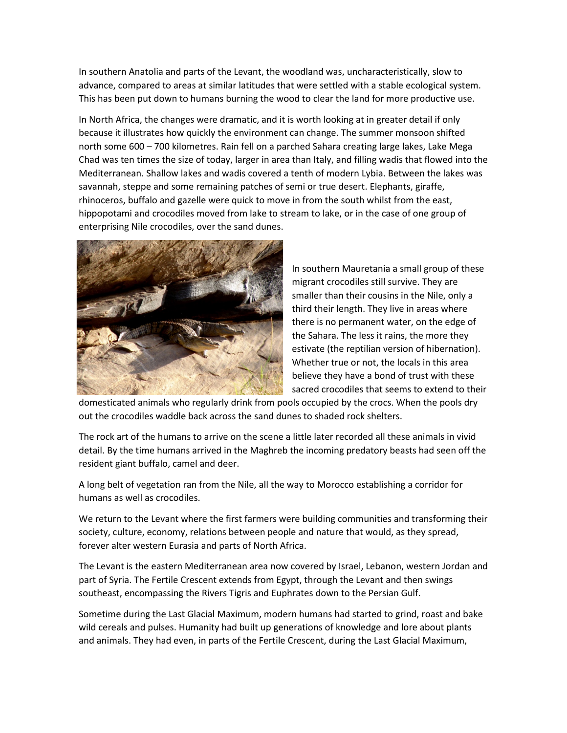In southern Anatolia and parts of the Levant, the woodland was, uncharacteristically, slow to advance, compared to areas at similar latitudes that were settled with a stable ecological system. This has been put down to humans burning the wood to clear the land for more productive use.

In North Africa, the changes were dramatic, and it is worth looking at in greater detail if only because it illustrates how quickly the environment can change. The summer monsoon shifted north some 600 – 700 kilometres. Rain fell on a parched Sahara creating large lakes, Lake Mega Chad was ten times the size of today, larger in area than Italy, and filling wadis that flowed into the Mediterranean. Shallow lakes and wadis covered a tenth of modern Lybia. Between the lakes was savannah, steppe and some remaining patches of semi or true desert. Elephants, giraffe, rhinoceros, buffalo and gazelle were quick to move in from the south whilst from the east, hippopotami and crocodiles moved from lake to stream to lake, or in the case of one group of enterprising Nile crocodiles, over the sand dunes.

In southern Mauretania a small group of these migrant crocodiles still survive. They are smaller than their cousins in the Nile, only a third their length. They live in areas where there is no permanent water, on the edge of the Sahara. The less it rains, the more they estivate (the reptilian version of hibernation). Whether true or not, the locals in this area believe they have a bond of trust with these sacred crocodiles that seems to extend to their domesticated animals who regularly drink from pools occupied by the crocs. When the pools dry out the crocodiles waddle back across the sand dunes to shaded rock shelters.

The rock art of the humans to arrive on the scene a little later recorded all these animals in vivid detail. By the time humans arrived in the Maghreb the incoming predatory beasts had seen off the resident giant buffalo, camel and deer.

A long belt of vegetation ran from the Nile, all the way to Morocco establishing a corridor for humans as well as crocodiles.

We return to the Levant where the first farmers were building communities and transforming their society, culture, economy, relations between people and nature that would, as they spread, forever alter western Eurasia and parts of North Africa.

The Levant is the eastern Mediterranean area now covered by Israel, Lebanon, western Jordan and part of Syria. The Fertile Crescent extends from Egypt, through the Levant and then swings southeast, encompassing the Rivers Tigris and Euphrates down to the Persian Gulf.

Sometime during the Last Glacial Maximum, modern humans had started to grind, roast and bake wild cereals and pulses. Humanity had built up generations of knowledge and lore about plants and animals. They had even, in parts of the Fertile Crescent, during the Last Glacial Maximum,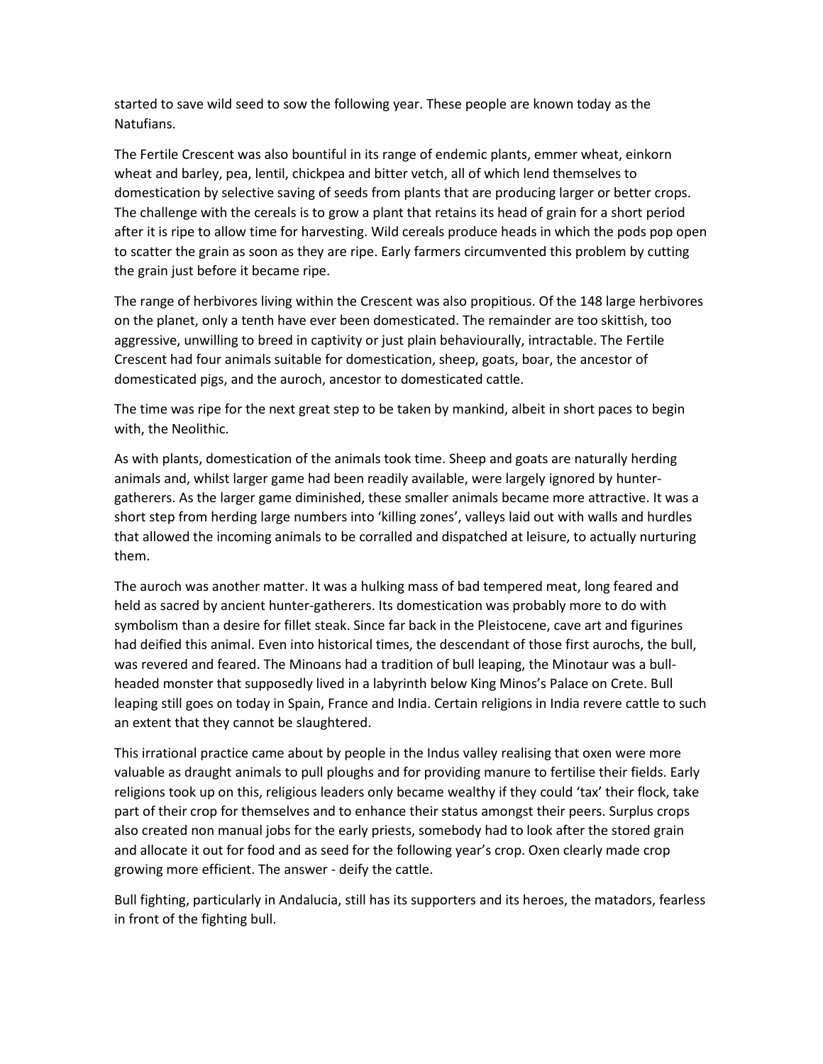started to save wild seed to sow the following year. These people are known today as the Natufians.

The Fertile Crescent was also bountiful in its range of endemic plants, emmer wheat, einkorn wheat and barley, pea, lentil, chickpea and bitter vetch, all of which lend themselves to domestication by selective saving of seeds from plants that are producing larger or better crops. The challenge with the cereals is to grow a plant that retains its head of grain for a short period after it is ripe to allow time for harvesting. Wild cereals produce heads in which the pods pop open to scatter the grain as soon as they are ripe. Early farmers circumvented this problem by cutting the grain just before it became ripe.

The range of herbivores living within the Crescent was also propitious. Of the 148 large herbivores on the planet, only a tenth have ever been domesticated. The remainder are too skittish, too aggressive, unwilling to breed in captivity or just plain behaviourally, intractable. The Fertile Crescent had four animals suitable for domestication, sheep, goats, boar, the ancestor of domesticated pigs, and the auroch, ancestor to domesticated cattle.

The time was ripe for the next great step to be taken by mankind, albeit in short paces to begin with, the Neolithic.

As with plants, domestication of the animals took time. Sheep and goats are naturally herding animals and, whilst larger game had been readily available, were largely ignored by hunter-gatherers. As the larger game diminished, these smaller animals became more attractive. It was a short step from herding large numbers into 'killing zones', valleys laid out with walls and hurdles that allowed the incoming animals to be corralled and dispatched at leisure, to actually nurturing them.

The auroch was another matter. It was a hulking mass of bad tempered meat, long feared and held as sacred by ancient hunter-gatherers. Its domestication was probably more to do with symbolism than a desire for fillet steak. Since far back in the Pleistocene, cave art and figurines had deified this animal. Even into historical times, the descendant of those first aurochs, the bull, was revered and feared. The Minoans had a tradition of bull leaping, the Minotaur was a bull-headed monster that supposedly lived in a labyrinth below King Minos's Palace on Crete. Bull leaping still goes on today in Spain, France and India. Certain religions in India revere cattle to such an extent that they cannot be slaughtered.

This irrational practice came about by people in the Indus valley realising that oxen were more valuable as draught animals to pull ploughs and for providing manure to fertilise their fields. Early religions took up on this, religious leaders only became wealthy if they could 'tax' their flock, take part of their crop for themselves and to enhance their status amongst their peers. Surplus crops also created non manual jobs for the early priests, somebody had to look after the stored grain and allocate it out for food and as seed for the following year's crop. Oxen clearly made crop growing more efficient. The answer - deify the cattle.

Bull fighting, particularly in Andalucia, still has its supporters and its heroes, the matadors, fearless in front of the fighting bull.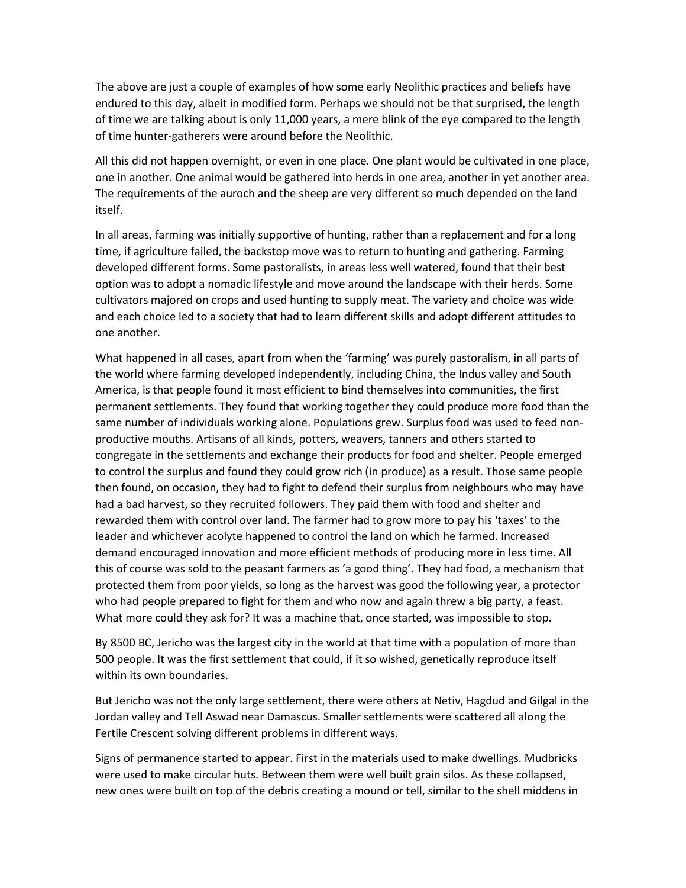The above are just a couple of examples of how some early Neolithic practices and beliefs have endured to this day, albeit in modified form. Perhaps we should not be that surprised, the length of time we are talking about is only 11,000 years, a mere blink of the eye compared to the length of time hunter-gatherers were around before the Neolithic.

All this did not happen overnight, or even in one place. One plant would be cultivated in one place, one in another. One animal would be gathered into herds in one area, another in yet another area. The requirements of the auroch and the sheep are very different so much depended on the land itself.

In all areas, farming was initially supportive of hunting, rather than a replacement and for a long time, if agriculture failed, the backstop move was to return to hunting and gathering. Farming developed different forms. Some pastoralists, in areas less well watered, found that their best option was to adopt a nomadic lifestyle and move around the landscape with their herds. Some cultivators majored on crops and used hunting to supply meat. The variety and choice was wide and each choice led to a society that had to learn different skills and adopt different attitudes to one another.

What happened in all cases, apart from when the 'farming' was purely pastoralism, in all parts of the world where farming developed independently, including China, the Indus valley and South America, is that people found it most efficient to bind themselves into communities, the first permanent settlements. They found that working together they could produce more food than the same number of individuals working alone. Populations grew. Surplus food was used to feed non-productive mouths. Artisans of all kinds, potters, weavers, tanners and others started to congregate in the settlements and exchange their products for food and shelter. People emerged to control the surplus and found they could grow rich (in produce) as a result. Those same people then found, on occasion, they had to fight to defend their surplus from neighbours who may have had a bad harvest, so they recruited followers. They paid them with food and shelter and rewarded them with control over land. The farmer had to grow more to pay his 'taxes' to the leader and whichever acolyte happened to control the land on which he farmed. Increased demand encouraged innovation and more efficient methods of producing more in less time. All this of course was sold to the peasant farmers as 'a good thing'. They had food, a mechanism that protected them from poor yields, so long as the harvest was good the following year, a protector who had people prepared to fight for them and who now and again threw a big party, a feast. What more could they ask for? It was a machine that, once started, was impossible to stop.

By 8500 BC, Jericho was the largest city in the world at that time with a population of more than 500 people. It was the first settlement that could, if it so wished, genetically reproduce itself within its own boundaries.

But Jericho was not the only large settlement, there were others at Netiv, Hagdud and Gilgal in the Jordan valley and Tell Aswad near Damascus. Smaller settlements were scattered all along the Fertile Crescent solving different problems in different ways.

Signs of permanence started to appear. First in the materials used to make dwellings. Mudbricks were used to make circular huts. Between them were well built grain silos. As these collapsed, new ones were built on top of the debris creating a mound or tell, similar to the shell middens in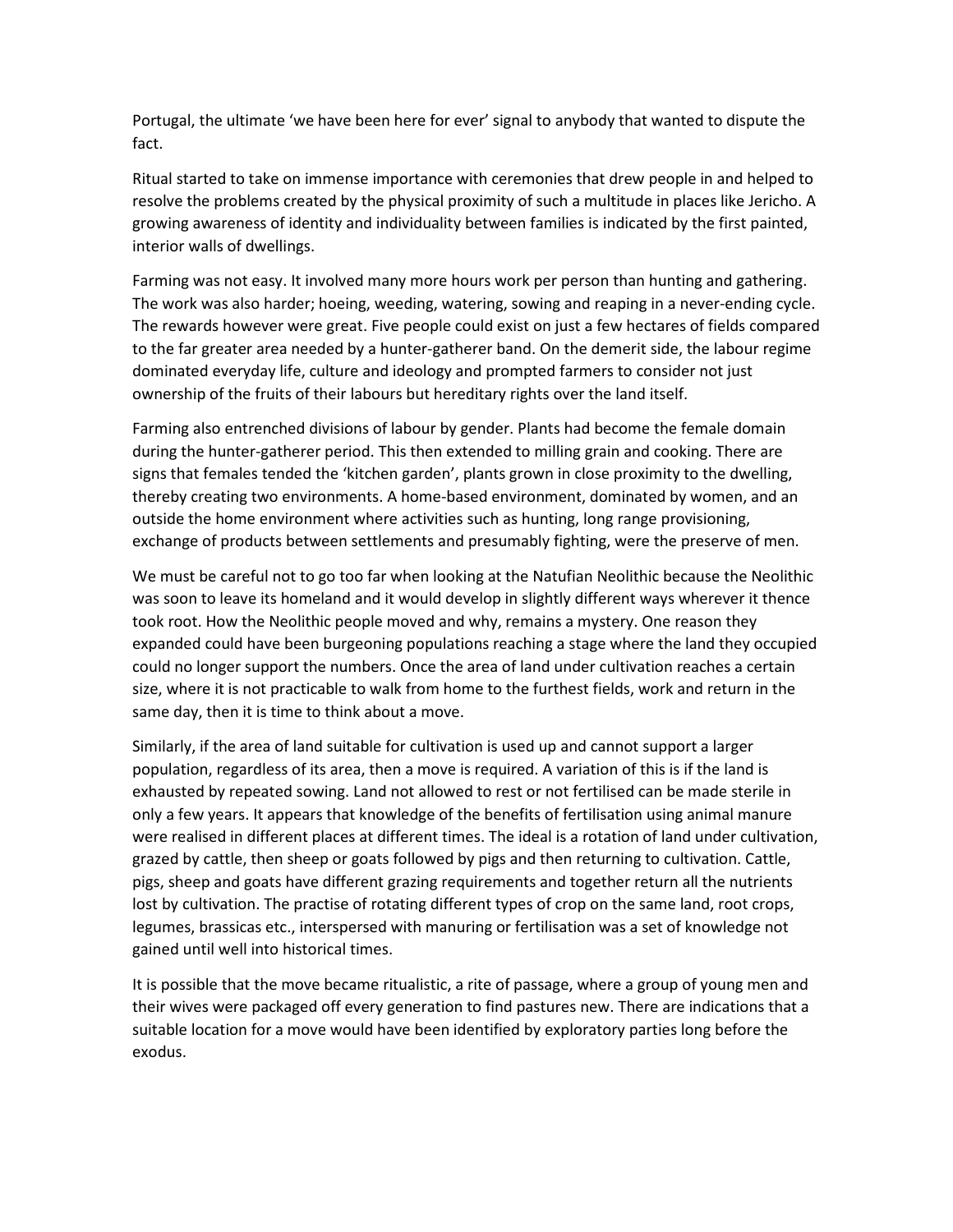Portugal, the ultimate 'we have been here for ever' signal to anybody that wanted to dispute the fact.

Ritual started to take on immense importance with ceremonies that drew people in and helped to resolve the problems created by the physical proximity of such a multitude in places like Jericho. A growing awareness of identity and individuality between families is indicated by the first painted, interior walls of dwellings.

Farming was not easy. It involved many more hours work per person than hunting and gathering. The work was also harder; hoeing, weeding, watering, sowing and reaping in a never-ending cycle. The rewards however were great. Five people could exist on just a few hectares of fields compared to the far greater area needed by a hunter-gatherer band. On the demerit side, the labour regime dominated everyday life, culture and ideology and prompted farmers to consider not just ownership of the fruits of their labours but hereditary rights over the land itself.

Farming also entrenched divisions of labour by gender. Plants had become the female domain during the hunter-gatherer period. This then extended to milling grain and cooking. There are signs that females tended the 'kitchen garden', plants grown in close proximity to the dwelling, thereby creating two environments. A home-based environment, dominated by women, and an outside the home environment where activities such as hunting, long range provisioning, exchange of products between settlements and presumably fighting, were the preserve of men.

We must be careful not to go too far when looking at the Natufian Neolithic because the Neolithic was soon to leave its homeland and it would develop in slightly different ways wherever it thence took root. How the Neolithic people moved and why, remains a mystery. One reason they expanded could have been burgeoning populations reaching a stage where the land they occupied could no longer support the numbers. Once the area of land under cultivation reaches a certain size, where it is not practicable to walk from home to the furthest fields, work and return in the same day, then it is time to think about a move.

Similarly, if the area of land suitable for cultivation is used up and cannot support a larger population, regardless of its area, then a move is required. A variation of this is if the land is exhausted by repeated sowing. Land not allowed to rest or not fertilised can be made sterile in only a few years. It appears that knowledge of the benefits of fertilisation using animal manure were realised in different places at different times. The ideal is a rotation of land under cultivation, grazed by cattle, then sheep or goats followed by pigs and then returning to cultivation. Cattle, pigs, sheep and goats have different grazing requirements and together return all the nutrients lost by cultivation. The practise of rotating different types of crop on the same land, root crops, legumes, brassicas etc., interspersed with manuring or fertilisation was a set of knowledge not gained until well into historical times.

It is possible that the move became ritualistic, a rite of passage, where a group of young men and their wives were packaged off every generation to find pastures new. There are indications that a suitable location for a move would have been identified by exploratory parties long before the exodus.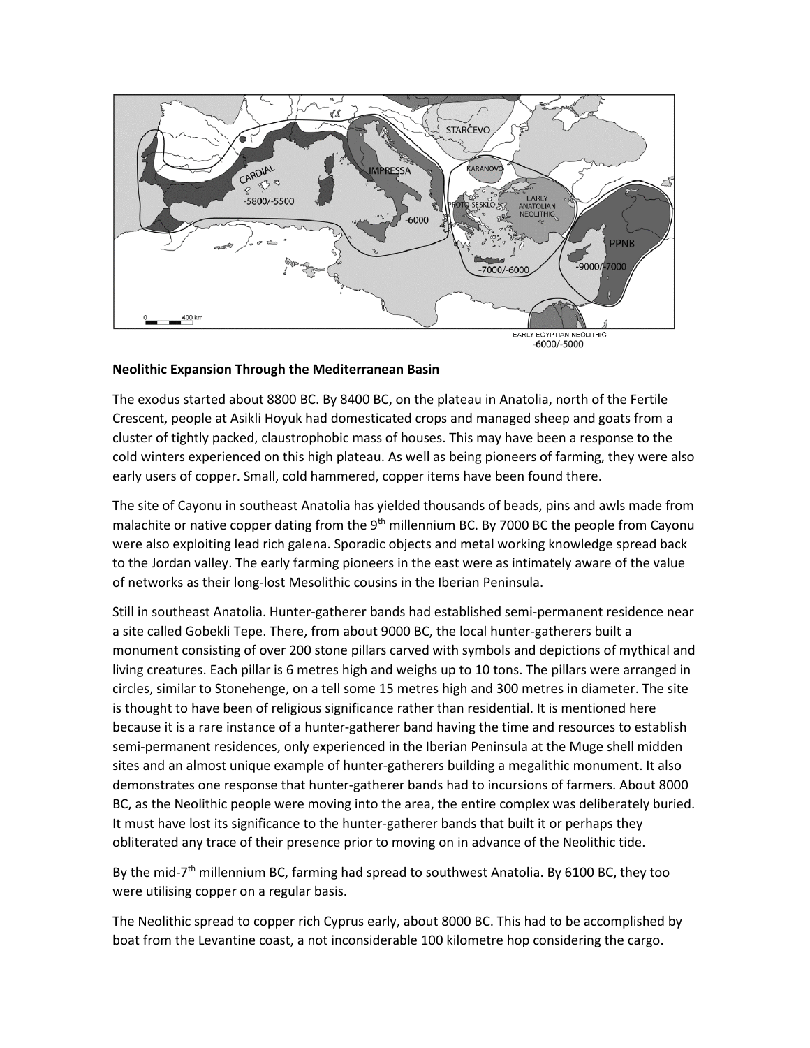**Neolithic Expansion Through the Mediterranean Basin**

The exodus started about 8800 BC. By 8400 BC, on the plateau in Anatolia, north of the Fertile Crescent, people at Asikli Hoyuk had domesticated crops and managed sheep and goats from a cluster of tightly packed, claustrophobic mass of houses. This may have been a response to the cold winters experienced on this high plateau. As well as being pioneers of farming, they were also early users of copper. Small, cold hammered, copper items have been found there.

The site of Cayonu in southeast Anatolia has yielded thousands of beads, pins and awls made from malachite or native copper dating from the 9th millennium BC. By 7000 BC the people from Cayonu were also exploiting lead rich galena. Sporadic objects and metal working knowledge spread back to the Jordan valley. The early farming pioneers in the east were as intimately aware of the value of networks as their long-lost Mesolithic cousins in the Iberian Peninsula.

Still in southeast Anatolia. Hunter-gatherer bands had established semi-permanent residence near a site called Gobekli Tepe. There, from about 9000 BC, the local hunter-gatherers built a monument consisting of over 200 stone pillars carved with symbols and depictions of mythical and living creatures. Each pillar is 6 metres high and weighs up to 10 tons. The pillars were arranged in circles, similar to Stonehenge, on a tell some 15 metres high and 300 metres in diameter. The site is thought to have been of religious significance rather than residential. It is mentioned here because it is a rare instance of a hunter-gatherer band having the time and resources to establish semi-permanent residences, only experienced in the Iberian Peninsula at the Muge shell midden sites and an almost unique example of hunter-gatherers building a megalithic monument. It also demonstrates one response that hunter-gatherer bands had to incursions of farmers. About 8000 BC, as the Neolithic people were moving into the area, the entire complex was deliberately buried. It must have lost its significance to the hunter-gatherer bands that built it or perhaps they obliterated any trace of their presence prior to moving on in advance of the Neolithic tide.

By the mid-7th millennium BC, farming had spread to southwest Anatolia. By 6100 BC, they too were utilising copper on a regular basis.

The Neolithic spread to copper rich Cyprus early, about 8000 BC. This had to be accomplished by boat from the Levantine coast, a not inconsiderable 100 kilometre hop considering the cargo.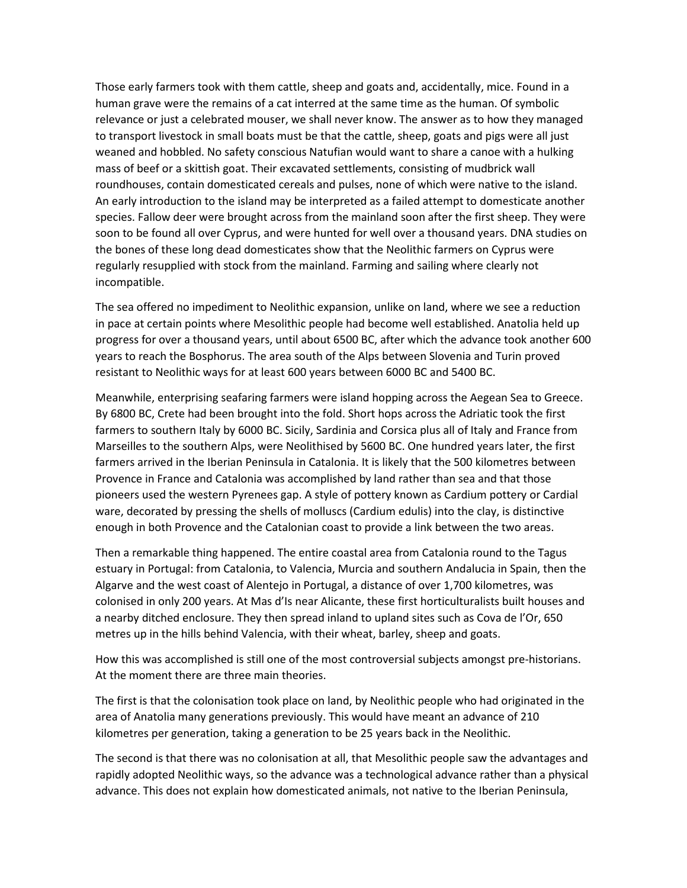Those early farmers took with them cattle, sheep and goats and, accidentally, mice. Found in a human grave were the remains of a cat interred at the same time as the human. Of symbolic relevance or just a celebrated mouser, we shall never know. The answer as to how they managed to transport livestock in small boats must be that the cattle, sheep, goats and pigs were all just weaned and hobbled. No safety conscious Natufian would want to share a canoe with a hulking mass of beef or a skittish goat. Their excavated settlements, consisting of mudbrick wall roundhouses, contain domesticated cereals and pulses, none of which were native to the island. An early introduction to the island may be interpreted as a failed attempt to domesticate another species. Fallow deer were brought across from the mainland soon after the first sheep. They were soon to be found all over Cyprus, and were hunted for well over a thousand years. DNA studies on the bones of these long dead domesticates show that the Neolithic farmers on Cyprus were regularly resupplied with stock from the mainland. Farming and sailing where clearly not incompatible.

The sea offered no impediment to Neolithic expansion, unlike on land, where we see a reduction in pace at certain points where Mesolithic people had become well established. Anatolia held up progress for over a thousand years, until about 6500 BC, after which the advance took another 600 years to reach the Bosphorus. The area south of the Alps between Slovenia and Turin proved resistant to Neolithic ways for at least 600 years between 6000 BC and 5400 BC.

Meanwhile, enterprising seafaring farmers were island hopping across the Aegean Sea to Greece. By 6800 BC, Crete had been brought into the fold. Short hops across the Adriatic took the first farmers to southern Italy by 6000 BC. Sicily, Sardinia and Corsica plus all of Italy and France from Marseilles to the southern Alps, were Neolithised by 5600 BC. One hundred years later, the first farmers arrived in the Iberian Peninsula in Catalonia. It is likely that the 500 kilometres between Provence in France and Catalonia was accomplished by land rather than sea and that those pioneers used the western Pyrenees gap. A style of pottery known as Cardium pottery or Cardial ware, decorated by pressing the shells of molluscs (Cardium edulis) into the clay, is distinctive enough in both Provence and the Catalonian coast to provide a link between the two areas.

Then a remarkable thing happened. The entire coastal area from Catalonia round to the Tagus estuary in Portugal: from Catalonia, to Valencia, Murcia and southern Andalucia in Spain, then the Algarve and the west coast of Alentejo in Portugal, a distance of over 1,700 kilometres, was colonised in only 200 years. At Mas d'Is near Alicante, these first horticulturalists built houses and a nearby ditched enclosure. They then spread inland to upland sites such as Cova de l'Or, 650 metres up in the hills behind Valencia, with their wheat, barley, sheep and goats.

How this was accomplished is still one of the most controversial subjects amongst pre-historians. At the moment there are three main theories.

The first is that the colonisation took place on land, by Neolithic people who had originated in the area of Anatolia many generations previously. This would have meant an advance of 210 kilometres per generation, taking a generation to be 25 years back in the Neolithic.

The second is that there was no colonisation at all, that Mesolithic people saw the advantages and rapidly adopted Neolithic ways, so the advance was a technological advance rather than a physical advance. This does not explain how domesticated animals, not native to the Iberian Peninsula,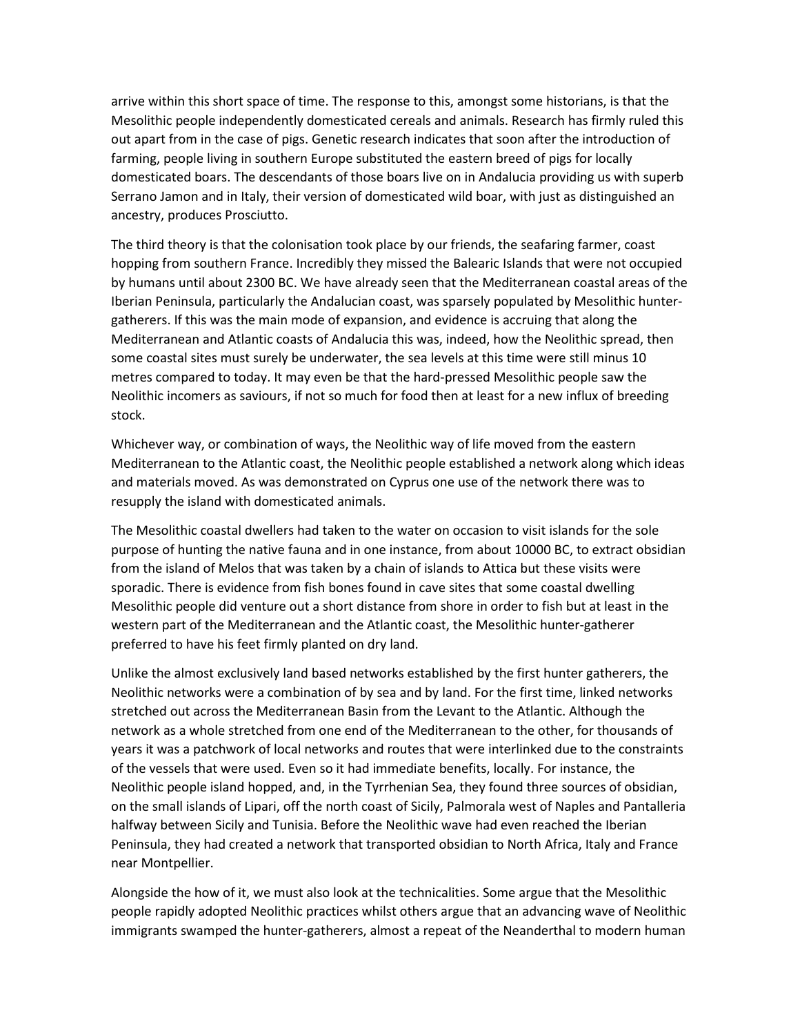arrive within this short space of time. The response to this, amongst some historians, is that the Mesolithic people independently domesticated cereals and animals. Research has firmly ruled this out apart from in the case of pigs. Genetic research indicates that soon after the introduction of farming, people living in southern Europe substituted the eastern breed of pigs for locally domesticated boars. The descendants of those boars live on in Andalucia providing us with superb Serrano Jamon and in Italy, their version of domesticated wild boar, with just as distinguished an ancestry, produces Prosciutto.

The third theory is that the colonisation took place by our friends, the seafaring farmer, coast hopping from southern France. Incredibly they missed the Balearic Islands that were not occupied by humans until about 2300 BC. We have already seen that the Mediterranean coastal areas of the Iberian Peninsula, particularly the Andalucian coast, was sparsely populated by Mesolithic hunter-gatherers. If this was the main mode of expansion, and evidence is accruing that along the Mediterranean and Atlantic coasts of Andalucia this was, indeed, how the Neolithic spread, then some coastal sites must surely be underwater, the sea levels at this time were still minus 10 metres compared to today. It may even be that the hard-pressed Mesolithic people saw the Neolithic incomers as saviours, if not so much for food then at least for a new influx of breeding stock.

Whichever way, or combination of ways, the Neolithic way of life moved from the eastern Mediterranean to the Atlantic coast, the Neolithic people established a network along which ideas and materials moved. As was demonstrated on Cyprus one use of the network there was to resupply the island with domesticated animals.

The Mesolithic coastal dwellers had taken to the water on occasion to visit islands for the sole purpose of hunting the native fauna and in one instance, from about 10000 BC, to extract obsidian from the island of Melos that was taken by a chain of islands to Attica but these visits were sporadic. There is evidence from fish bones found in cave sites that some coastal dwelling Mesolithic people did venture out a short distance from shore in order to fish but at least in the western part of the Mediterranean and the Atlantic coast, the Mesolithic hunter-gatherer preferred to have his feet firmly planted on dry land.

Unlike the almost exclusively land based networks established by the first hunter gatherers, the Neolithic networks were a combination of by sea and by land. For the first time, linked networks stretched out across the Mediterranean Basin from the Levant to the Atlantic. Although the network as a whole stretched from one end of the Mediterranean to the other, for thousands of years it was a patchwork of local networks and routes that were interlinked due to the constraints of the vessels that were used. Even so it had immediate benefits, locally. For instance, the Neolithic people island hopped, and, in the Tyrrhenian Sea, they found three sources of obsidian, on the small islands of Lipari, off the north coast of Sicily, Palmorala west of Naples and Pantalleria halfway between Sicily and Tunisia. Before the Neolithic wave had even reached the Iberian Peninsula, they had created a network that transported obsidian to North Africa, Italy and France near Montpellier.

Alongside the how of it, we must also look at the technicalities. Some argue that the Mesolithic people rapidly adopted Neolithic practices whilst others argue that an advancing wave of Neolithic immigrants swamped the hunter-gatherers, almost a repeat of the Neanderthal to modern human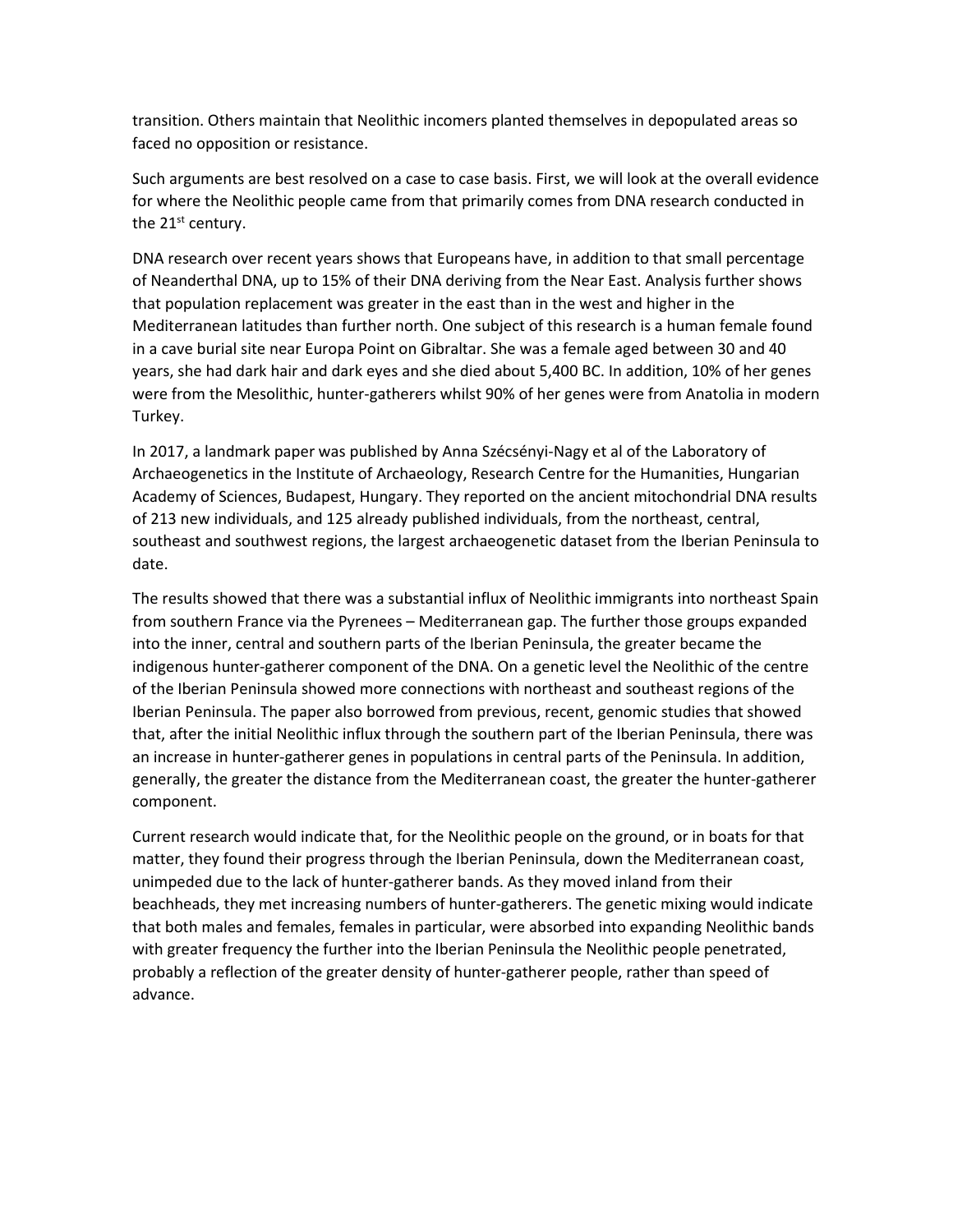transition. Others maintain that Neolithic incomers planted themselves in depopulated areas so faced no opposition or resistance.

Such arguments are best resolved on a case to case basis. First, we will look at the overall evidence for where the Neolithic people came from that primarily comes from DNA research conducted in the 21st century.

DNA research over recent years shows that Europeans have, in addition to that small percentage of Neanderthal DNA, up to 15% of their DNA deriving from the Near East. Analysis further shows that population replacement was greater in the east than in the west and higher in the Mediterranean latitudes than further north. One subject of this research is a human female found in a cave burial site near Europa Point on Gibraltar. She was a female aged between 30 and 40 years, she had dark hair and dark eyes and she died about 5,400 BC. In addition, 10% of her genes were from the Mesolithic, hunter-gatherers whilst 90% of her genes were from Anatolia in modern Turkey.

In 2017, a landmark paper was published by Anna Szécsényi-Nagy et al of the Laboratory of Archaeogenetics in the Institute of Archaeology, Research Centre for the Humanities, Hungarian Academy of Sciences, Budapest, Hungary. They reported on the ancient mitochondrial DNA results of 213 new individuals, and 125 already published individuals, from the northeast, central, southeast and southwest regions, the largest archaeogenetic dataset from the Iberian Peninsula to date.

The results showed that there was a substantial influx of Neolithic immigrants into northeast Spain from southern France via the Pyrenees – Mediterranean gap. The further those groups expanded into the inner, central and southern parts of the Iberian Peninsula, the greater became the indigenous hunter-gatherer component of the DNA. On a genetic level the Neolithic of the centre of the Iberian Peninsula showed more connections with northeast and southeast regions of the Iberian Peninsula. The paper also borrowed from previous, recent, genomic studies that showed that, after the initial Neolithic influx through the southern part of the Iberian Peninsula, there was an increase in hunter-gatherer genes in populations in central parts of the Peninsula. In addition, generally, the greater the distance from the Mediterranean coast, the greater the hunter-gatherer component.

Current research would indicate that, for the Neolithic people on the ground, or in boats for that matter, they found their progress through the Iberian Peninsula, down the Mediterranean coast, unimpeded due to the lack of hunter-gatherer bands. As they moved inland from their beachheads, they met increasing numbers of hunter-gatherers. The genetic mixing would indicate that both males and females, females in particular, were absorbed into expanding Neolithic bands with greater frequency the further into the Iberian Peninsula the Neolithic people penetrated, probably a reflection of the greater density of hunter-gatherer people, rather than speed of advance.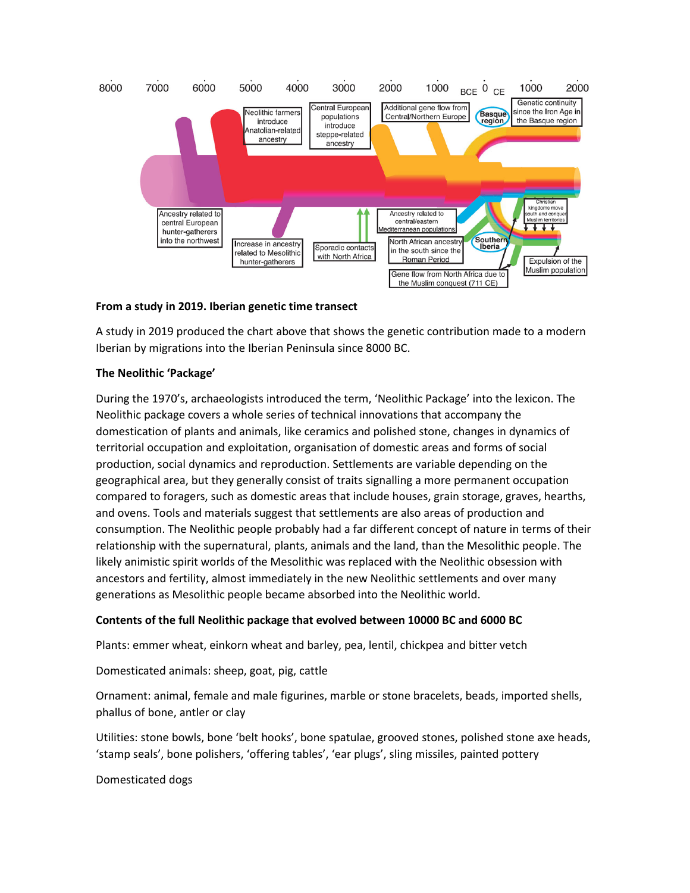**From a study in 2019. Iberian genetic time transect**

A study in 2019 produced the chart above that shows the genetic contribution made to a modern Iberian by migrations into the Iberian Peninsula since 8000 BC.

**The Neolithic 'Package'**

During the 1970's, archaeologists introduced the term, 'Neolithic Package' into the lexicon. The Neolithic package covers a whole series of technical innovations that accompany the domestication of plants and animals, like ceramics and polished stone, changes in dynamics of territorial occupation and exploitation, organisation of domestic areas and forms of social production, social dynamics and reproduction. Settlements are variable depending on the geographical area, but they generally consist of traits signalling a more permanent occupation compared to foragers, such as domestic areas that include houses, grain storage, graves, hearths, and ovens. Tools and materials suggest that settlements are also areas of production and consumption. The Neolithic people probably had a far different concept of nature in terms of their relationship with the supernatural, plants, animals and the land, than the Mesolithic people. The likely animistic spirit worlds of the Mesolithic was replaced with the Neolithic obsession with ancestors and fertility, almost immediately in the new Neolithic settlements and over many generations as Mesolithic people became absorbed into the Neolithic world.

**Contents of the full Neolithic package that evolved between 10000 BC and 6000 BC**

Plants: emmer wheat, einkorn wheat and barley, pea, lentil, chickpea and bitter vetch

Domesticated animals: sheep, goat, pig, cattle

Ornament: animal, female and male figurines, marble or stone bracelets, beads, imported shells, phallus of bone, antler or clay

Utilities: stone bowls, bone 'belt hooks', bone spatulae, grooved stones, polished stone axe heads, 'stamp seals', bone polishers, 'offering tables', 'ear plugs', sling missiles, painted pottery

Domesticated dogs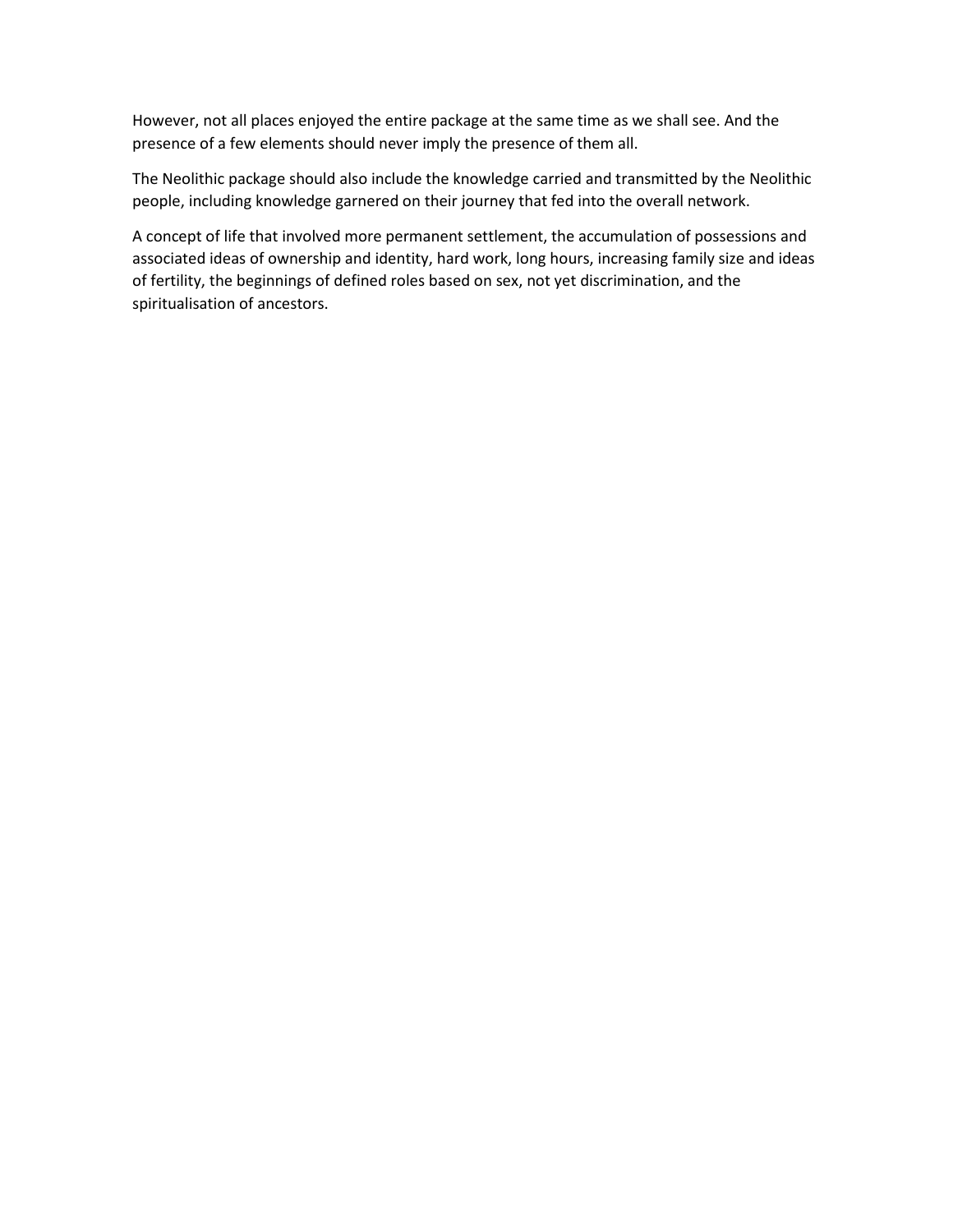However, not all places enjoyed the entire package at the same time as we shall see. And the presence of a few elements should never imply the presence of them all.

The Neolithic package should also include the knowledge carried and transmitted by the Neolithic people, including knowledge garnered on their journey that fed into the overall network.

A concept of life that involved more permanent settlement, the accumulation of possessions and associated ideas of ownership and identity, hard work, long hours, increasing family size and ideas of fertility, the beginnings of defined roles based on sex, not yet discrimination, and the spiritualisation of ancestors.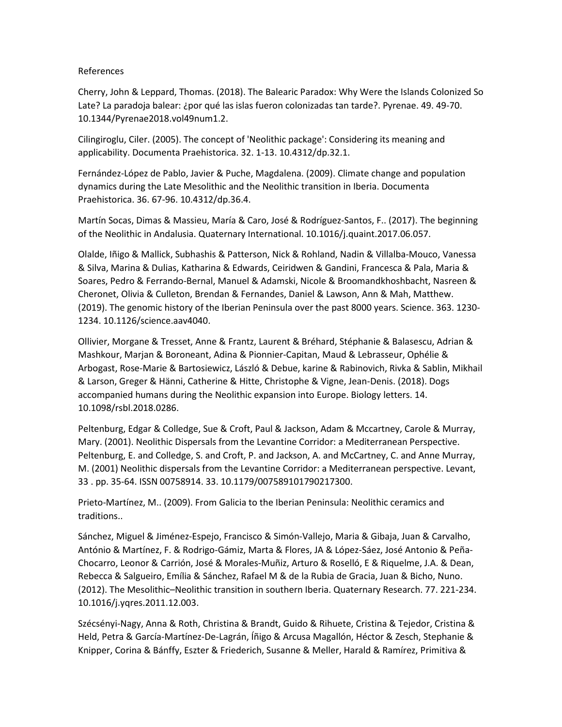References

Cherry, John & Leppard, Thomas. (2018). The Balearic Paradox: Why Were the Islands Colonized So Late? La paradoja balear: ¿por qué las islas fueron colonizadas tan tarde?. Pyrenae. 49. 49-70. 10.1344/Pyrenae2018.vol49num1.2.

Cilingiroglu, Ciler. (2005). The concept of 'Neolithic package': Considering its meaning and applicability. Documenta Praehistorica. 32. 1-13. 10.4312/dp.32.1.

Fernández-López de Pablo, Javier & Puche, Magdalena. (2009). Climate change and population dynamics during the Late Mesolithic and the Neolithic transition in Iberia. Documenta Praehistorica. 36. 67-96. 10.4312/dp.36.4.

Martín Socas, Dimas & Massieu, María & Caro, José & Rodríguez-Santos, F.. (2017). The beginning of the Neolithic in Andalusia. Quaternary International. 10.1016/j.quaint.2017.06.057.

Olalde, Iñigo & Mallick, Subhashis & Patterson, Nick & Rohland, Nadin & Villalba-Mouco, Vanessa & Silva, Marina & Dulias, Katharina & Edwards, Ceiridwen & Gandini, Francesca & Pala, Maria & Soares, Pedro & Ferrando-Bernal, Manuel & Adamski, Nicole & Broomandkhoshbacht, Nasreen & Cheronet, Olivia & Culleton, Brendan & Fernandes, Daniel & Lawson, Ann & Mah, Matthew. (2019). The genomic history of the Iberian Peninsula over the past 8000 years. Science. 363. 1230-1234. 10.1126/science.aav4040.

Ollivier, Morgane & Tresset, Anne & Frantz, Laurent & Bréhard, Stéphanie & Balasescu, Adrian & Mashkour, Marjan & Boroneant, Adina & Pionnier-Capitan, Maud & Lebrasseur, Ophélie & Arbogast, Rose-Marie & Bartosiewicz, László & Debue, karine & Rabinovich, Rivka & Sablin, Mikhail & Larson, Greger & Hänni, Catherine & Hitte, Christophe & Vigne, Jean-Denis. (2018). Dogs accompanied humans during the Neolithic expansion into Europe. Biology letters. 14. 10.1098/rsbl.2018.0286.

Peltenburg, Edgar & Colledge, Sue & Croft, Paul & Jackson, Adam & Mccartney, Carole & Murray, Mary. (2001). Neolithic Dispersals from the Levantine Corridor: a Mediterranean Perspective. Peltenburg, E. and Colledge, S. and Croft, P. and Jackson, A. and McCartney, C. and Anne Murray, M. (2001) Neolithic dispersals from the Levantine Corridor: a Mediterranean perspective. Levant, 33 . pp. 35-64. ISSN 00758914. 33. 10.1179/007589101790217300.

Prieto-Martínez, M.. (2009). From Galicia to the Iberian Peninsula: Neolithic ceramics and traditions..

Sánchez, Miguel & Jiménez-Espejo, Francisco & Simón-Vallejo, Maria & Gibaja, Juan & Carvalho, António & Martínez, F. & Rodrigo-Gámiz, Marta & Flores, JA & López-Sáez, José Antonio & Peña-Chocarro, Leonor & Carrión, José & Morales-Muñiz, Arturo & Roselló, E & Riquelme, J.A. & Dean, Rebecca & Salgueiro, Emília & Sánchez, Rafael M & de la Rubia de Gracia, Juan & Bicho, Nuno. (2012). The Mesolithic–Neolithic transition in southern Iberia. Quaternary Research. 77. 221-234. 10.1016/j.yqres.2011.12.003.

Szécsényi-Nagy, Anna & Roth, Christina & Brandt, Guido & Rihuete, Cristina & Tejedor, Cristina & Held, Petra & García-Martínez-De-Lagrán, Íñigo & Arcusa Magallón, Héctor & Zesch, Stephanie & Knipper, Corina & Bánffy, Eszter & Friederich, Susanne & Meller, Harald & Ramírez, Primitiva &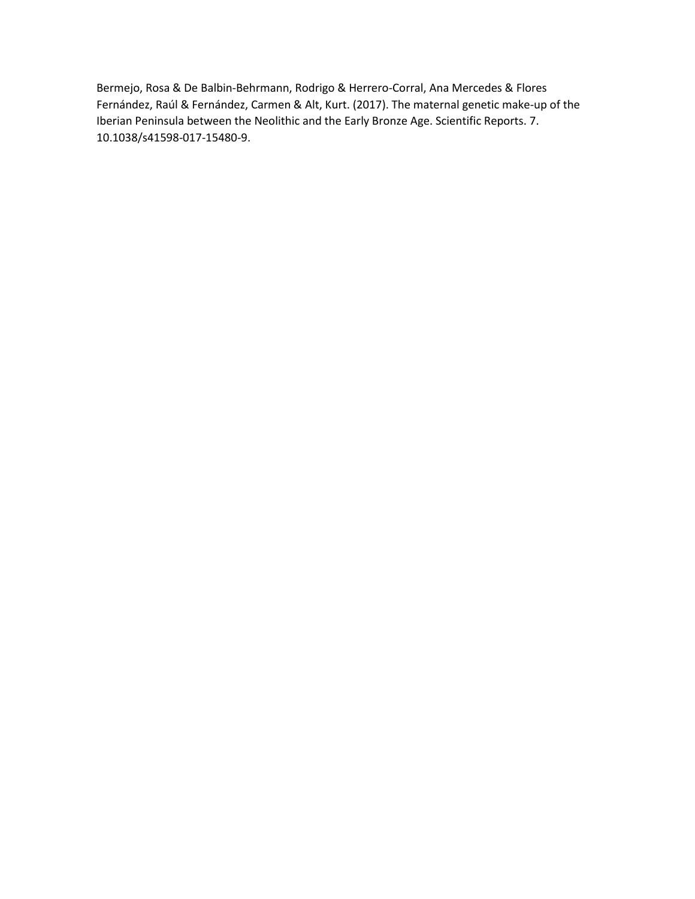Bermejo, Rosa & De Balbin-Behrmann, Rodrigo & Herrero-Corral, Ana Mercedes & Flores Fernández, Raúl & Fernández, Carmen & Alt, Kurt. (2017). The maternal genetic make-up of the Iberian Peninsula between the Neolithic and the Early Bronze Age. Scientific Reports. 7. 10.1038/s41598-017-15480-9.